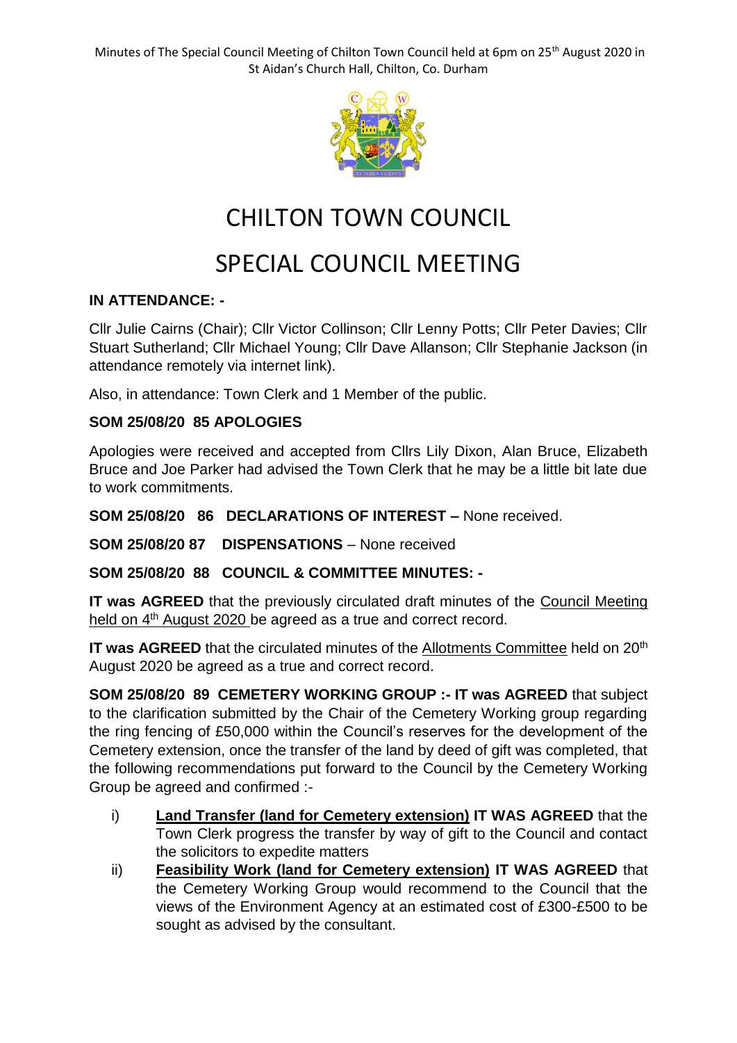Minutes of The Special Council Meeting of Chilton Town Council held at 6pm on 25th August 2020 in St Aidan's Church Hall, Chilton, Co. Durham

# CHILTON TOWN COUNCIL

# SPECIAL COUNCIL MEETING

**IN ATTENDANCE: -**

Cllr Julie Cairns (Chair); Cllr Victor Collinson; Cllr Lenny Potts; Cllr Peter Davies; Cllr Stuart Sutherland; Cllr Michael Young; Cllr Dave Allanson; Cllr Stephanie Jackson (in attendance remotely via internet link).

Also, in attendance: Town Clerk and 1 Member of the public.

**SOM 25/08/20 85 APOLOGIES**

Apologies were received and accepted from Cllrs Lily Dixon, Alan Bruce, Elizabeth Bruce and Joe Parker had advised the Town Clerk that he may be a little bit late due to work commitments.

**SOM 25/08/20 86 DECLARATIONS OF INTEREST –** None received.

**SOM 25/08/20 87 DISPENSATIONS** – None received

**SOM 25/08/20 88 COUNCIL & COMMITTEE MINUTES: -**

**IT was AGREED** that the previously circulated draft minutes of the Council Meeting held on 4th August 2020 be agreed as a true and correct record.

**IT was AGREED** that the circulated minutes of the Allotments Committee held on 20th August 2020 be agreed as a true and correct record.

**SOM 25/08/20 89 CEMETERY WORKING GROUP :- IT was AGREED** that subject to the clarification submitted by the Chair of the Cemetery Working group regarding the ring fencing of £50,000 within the Council's reserves for the development of the Cemetery extension, once the transfer of the land by deed of gift was completed, that the following recommendations put forward to the Council by the Cemetery Working Group be agreed and confirmed :-

i) **Land Transfer (land for Cemetery extension) IT WAS AGREED** that the Town Clerk progress the transfer by way of gift to the Council and contact the solicitors to expedite matters

ii) **Feasibility Work (land for Cemetery extension) IT WAS AGREED** that the Cemetery Working Group would recommend to the Council that the views of the Environment Agency at an estimated cost of £300-£500 to be sought as advised by the consultant.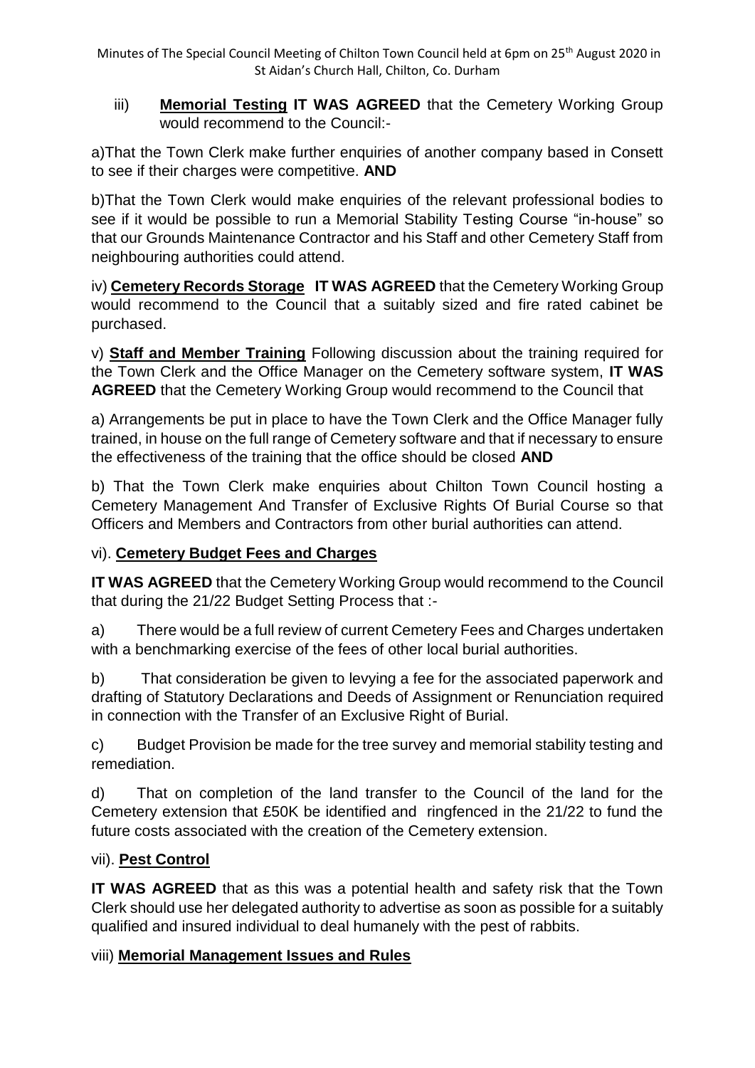iii) **Memorial Testing IT WAS AGREED** that the Cemetery Working Group would recommend to the Council:-

a)That the Town Clerk make further enquiries of another company based in Consett to see if their charges were competitive. **AND**

b)That the Town Clerk would make enquiries of the relevant professional bodies to see if it would be possible to run a Memorial Stability Testing Course "in-house" so that our Grounds Maintenance Contractor and his Staff and other Cemetery Staff from neighbouring authorities could attend.

iv) **Cemetery Records Storage IT WAS AGREED** that the Cemetery Working Group would recommend to the Council that a suitably sized and fire rated cabinet be purchased.

v) **Staff and Member Training** Following discussion about the training required for the Town Clerk and the Office Manager on the Cemetery software system, **IT WAS AGREED** that the Cemetery Working Group would recommend to the Council that

a) Arrangements be put in place to have the Town Clerk and the Office Manager fully trained, in house on the full range of Cemetery software and that if necessary to ensure the effectiveness of the training that the office should be closed **AND**

b) That the Town Clerk make enquiries about Chilton Town Council hosting a Cemetery Management And Transfer of Exclusive Rights Of Burial Course so that Officers and Members and Contractors from other burial authorities can attend.

vi). **Cemetery Budget Fees and Charges**

**IT WAS AGREED** that the Cemetery Working Group would recommend to the Council that during the 21/22 Budget Setting Process that :-

a) There would be a full review of current Cemetery Fees and Charges undertaken with a benchmarking exercise of the fees of other local burial authorities.

b) That consideration be given to levying a fee for the associated paperwork and drafting of Statutory Declarations and Deeds of Assignment or Renunciation required in connection with the Transfer of an Exclusive Right of Burial.

c) Budget Provision be made for the tree survey and memorial stability testing and remediation.

d) That on completion of the land transfer to the Council of the land for the Cemetery extension that £50K be identified and ringfenced in the 21/22 to fund the future costs associated with the creation of the Cemetery extension.

vii). **Pest Control**

**IT WAS AGREED** that as this was a potential health and safety risk that the Town Clerk should use her delegated authority to advertise as soon as possible for a suitably qualified and insured individual to deal humanely with the pest of rabbits.

viii) **Memorial Management Issues and Rules**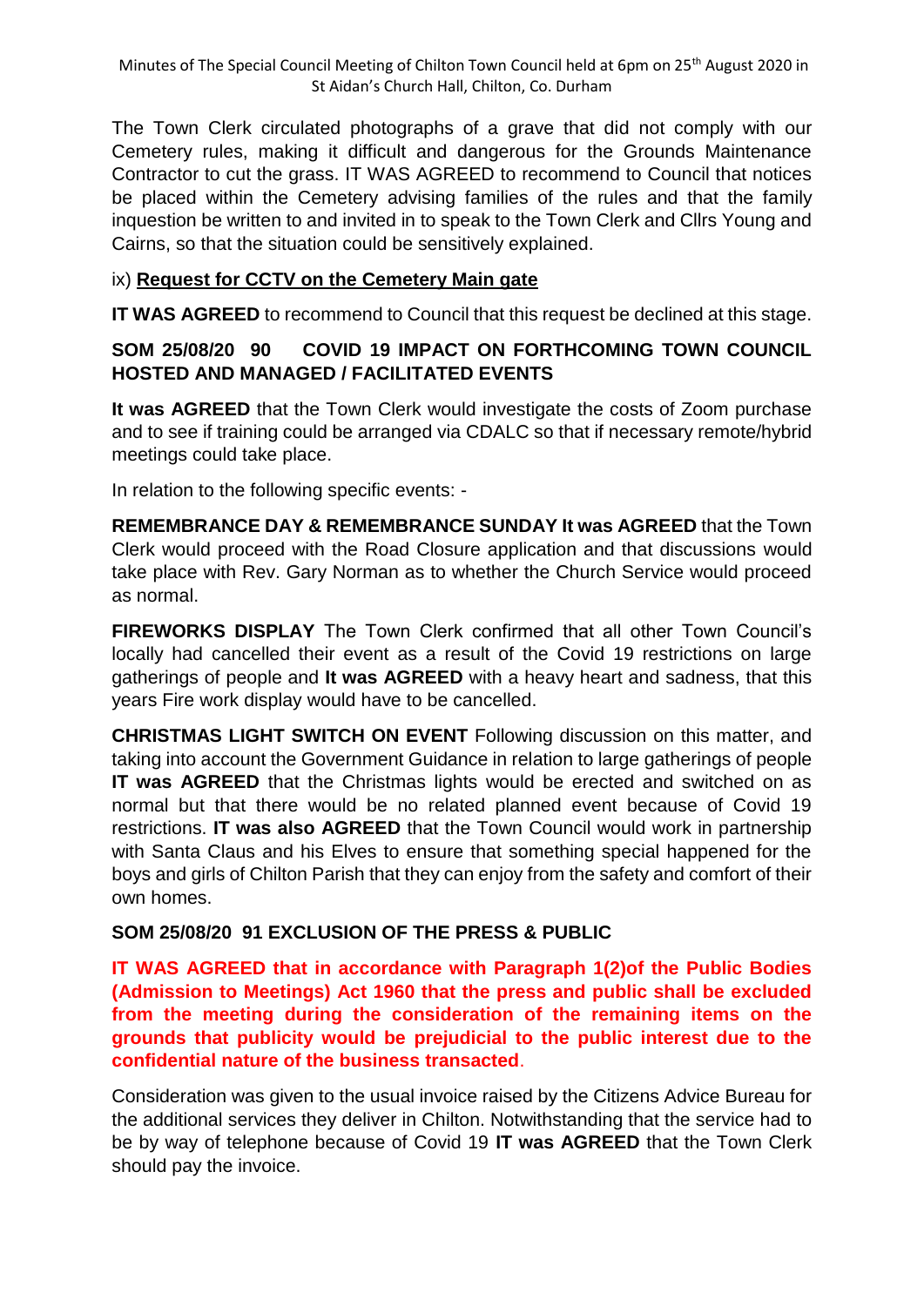The Town Clerk circulated photographs of a grave that did not comply with our Cemetery rules, making it difficult and dangerous for the Grounds Maintenance Contractor to cut the grass. IT WAS AGREED to recommend to Council that notices be placed within the Cemetery advising families of the rules and that the family inquestion be written to and invited in to speak to the Town Clerk and Cllrs Young and Cairns, so that the situation could be sensitively explained.

ix) **Request for CCTV on the Cemetery Main gate**

**IT WAS AGREED** to recommend to Council that this request be declined at this stage.

**SOM 25/08/20 90 COVID 19 IMPACT ON FORTHCOMING TOWN COUNCIL HOSTED AND MANAGED / FACILITATED EVENTS**

**It was AGREED** that the Town Clerk would investigate the costs of Zoom purchase and to see if training could be arranged via CDALC so that if necessary remote/hybrid meetings could take place.

In relation to the following specific events: -

**REMEMBRANCE DAY & REMEMBRANCE SUNDAY It was AGREED** that the Town Clerk would proceed with the Road Closure application and that discussions would take place with Rev. Gary Norman as to whether the Church Service would proceed as normal.

**FIREWORKS DISPLAY** The Town Clerk confirmed that all other Town Council's locally had cancelled their event as a result of the Covid 19 restrictions on large gatherings of people and **It was AGREED** with a heavy heart and sadness, that this years Fire work display would have to be cancelled.

**CHRISTMAS LIGHT SWITCH ON EVENT** Following discussion on this matter, and taking into account the Government Guidance in relation to large gatherings of people **IT was AGREED** that the Christmas lights would be erected and switched on as normal but that there would be no related planned event because of Covid 19 restrictions. **IT was also AGREED** that the Town Council would work in partnership with Santa Claus and his Elves to ensure that something special happened for the boys and girls of Chilton Parish that they can enjoy from the safety and comfort of their own homes.

**SOM 25/08/20 91 EXCLUSION OF THE PRESS & PUBLIC**

**IT WAS AGREED that in accordance with Paragraph 1(2)of the Public Bodies (Admission to Meetings) Act 1960 that the press and public shall be excluded from the meeting during the consideration of the remaining items on the grounds that publicity would be prejudicial to the public interest due to the confidential nature of the business transacted**.

Consideration was given to the usual invoice raised by the Citizens Advice Bureau for the additional services they deliver in Chilton. Notwithstanding that the service had to be by way of telephone because of Covid 19 **IT was AGREED** that the Town Clerk should pay the invoice.